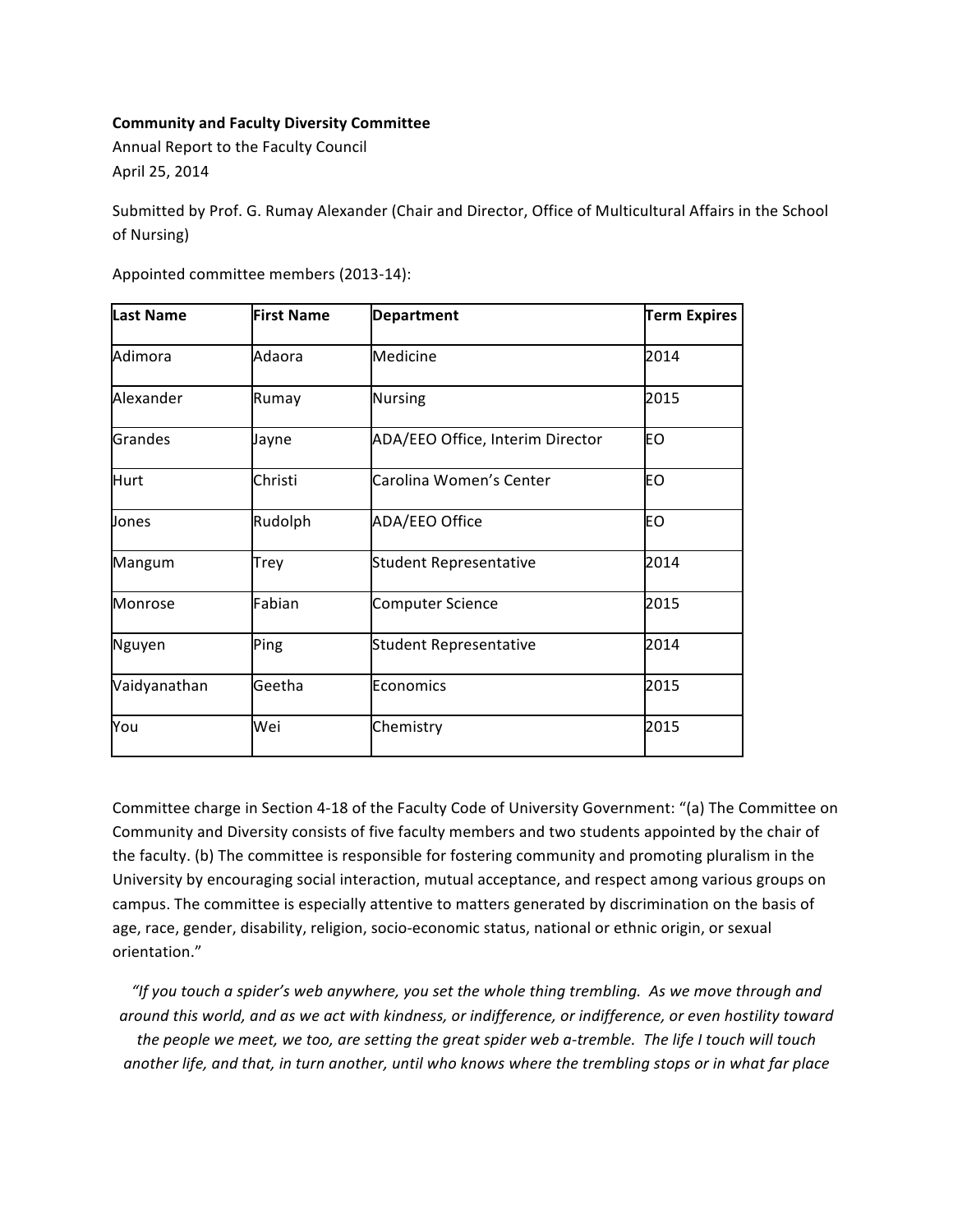**Community and Faculty Diversity Committee**

Annual Report to the Faculty Council

April 25, 2014

Submitted by Prof. G. Rumay Alexander (Chair and Director, Office of Multicultural Affairs in the School of Nursing)

Appointed committee members (2013-14):

| Last Name | First Name | Department | Term Expires |
|---|---|---|---|
| Adimora | Adaora | Medicine | 2014 |
| Alexander | Rumay | Nursing | 2015 |
| Grandes | Jayne | ADA/EEO Office, Interim Director | EO |
| Hurt | Christi | Carolina Women's Center | EO |
| Jones | Rudolph | ADA/EEO Office | EO |
| Mangum | Trey | Student Representative | 2014 |
| Monrose | Fabian | Computer Science | 2015 |
| Nguyen | Ping | Student Representative | 2014 |
| Vaidyanathan | Geetha | Economics | 2015 |
| You | Wei | Chemistry | 2015 |

Committee charge in Section 4-18 of the Faculty Code of University Government: "(a) The Committee on Community and Diversity consists of five faculty members and two students appointed by the chair of the faculty. (b) The committee is responsible for fostering community and promoting pluralism in the University by encouraging social interaction, mutual acceptance, and respect among various groups on campus. The committee is especially attentive to matters generated by discrimination on the basis of age, race, gender, disability, religion, socio-economic status, national or ethnic origin, or sexual orientation."

*"If you touch a spider's web anywhere, you set the whole thing trembling. As we move through and around this world, and as we act with kindness, or indifference, or indifference, or even hostility toward the people we meet, we too, are setting the great spider web a-tremble. The life I touch will touch another life, and that, in turn another, until who knows where the trembling stops or in what far place*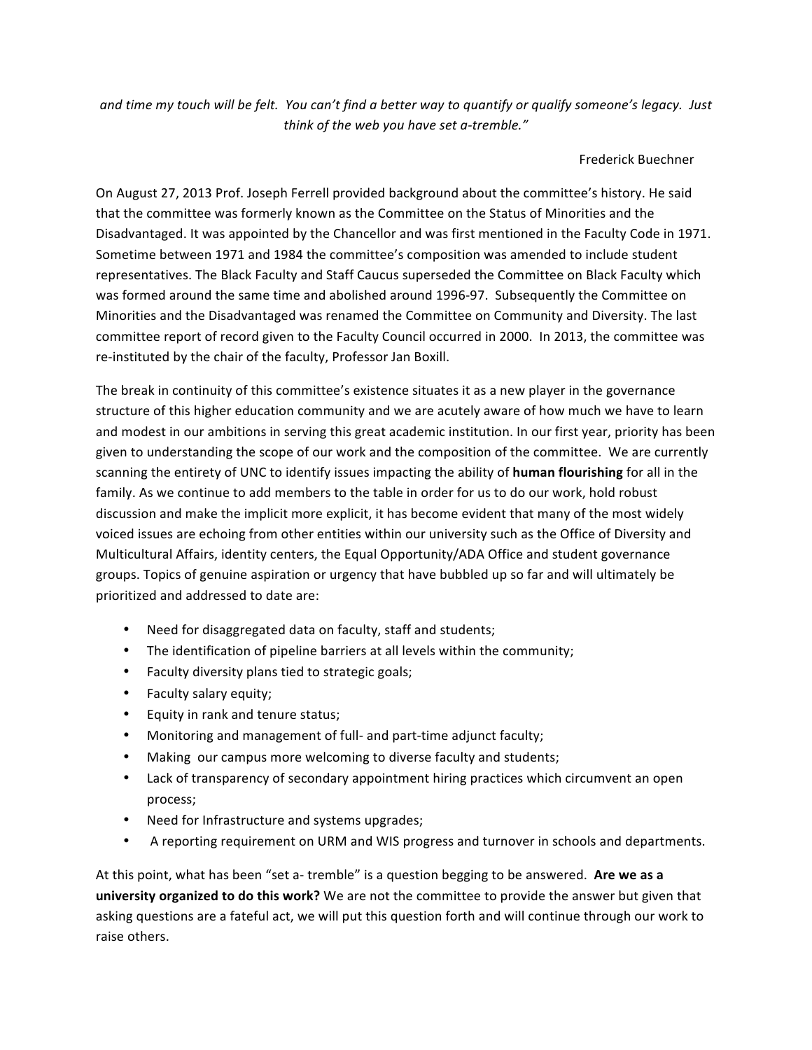*and time my touch will be felt. You can't find a better way to quantify or qualify someone's legacy. Just think of the web you have set a-tremble."*

Frederick Buechner

On August 27, 2013 Prof. Joseph Ferrell provided background about the committee's history. He said that the committee was formerly known as the Committee on the Status of Minorities and the Disadvantaged. It was appointed by the Chancellor and was first mentioned in the Faculty Code in 1971. Sometime between 1971 and 1984 the committee's composition was amended to include student representatives. The Black Faculty and Staff Caucus superseded the Committee on Black Faculty which was formed around the same time and abolished around 1996-97. Subsequently the Committee on Minorities and the Disadvantaged was renamed the Committee on Community and Diversity. The last committee report of record given to the Faculty Council occurred in 2000. In 2013, the committee was re-instituted by the chair of the faculty, Professor Jan Boxill.

The break in continuity of this committee's existence situates it as a new player in the governance structure of this higher education community and we are acutely aware of how much we have to learn and modest in our ambitions in serving this great academic institution. In our first year, priority has been given to understanding the scope of our work and the composition of the committee. We are currently scanning the entirety of UNC to identify issues impacting the ability of **human flourishing** for all in the family. As we continue to add members to the table in order for us to do our work, hold robust discussion and make the implicit more explicit, it has become evident that many of the most widely voiced issues are echoing from other entities within our university such as the Office of Diversity and Multicultural Affairs, identity centers, the Equal Opportunity/ADA Office and student governance groups. Topics of genuine aspiration or urgency that have bubbled up so far and will ultimately be prioritized and addressed to date are:

- Need for disaggregated data on faculty, staff and students;
- The identification of pipeline barriers at all levels within the community;
- Faculty diversity plans tied to strategic goals;
- Faculty salary equity;
- Equity in rank and tenure status;
- Monitoring and management of full- and part-time adjunct faculty;
- Making our campus more welcoming to diverse faculty and students;
- Lack of transparency of secondary appointment hiring practices which circumvent an open process;
- Need for Infrastructure and systems upgrades;
- A reporting requirement on URM and WIS progress and turnover in schools and departments.

At this point, what has been "set a- tremble" is a question begging to be answered. **Are we as a university organized to do this work?** We are not the committee to provide the answer but given that asking questions are a fateful act, we will put this question forth and will continue through our work to raise others.